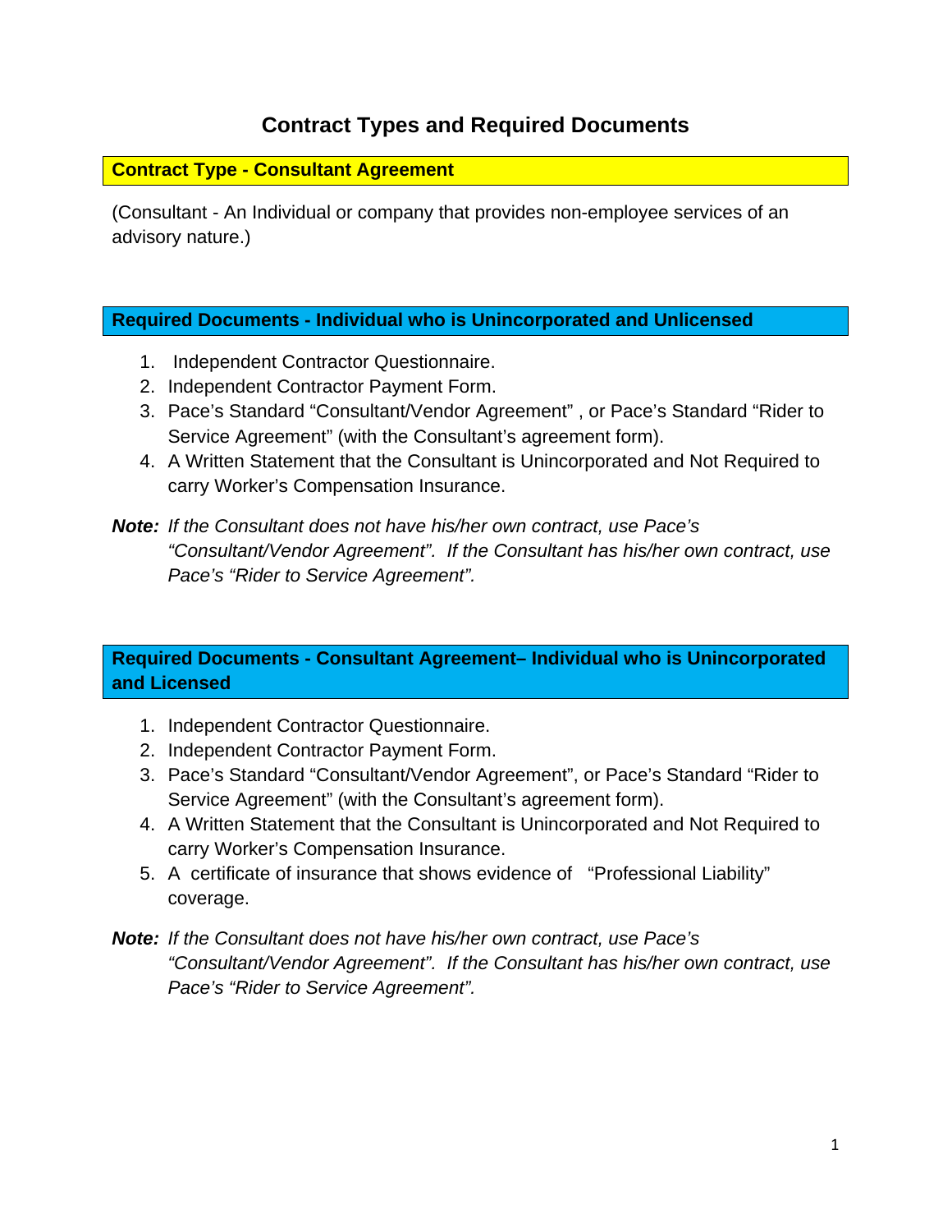# Contract Types and Required Documents

## Contract Type - Consultant Agreement

(Consultant - An Individual or company that provides non-employee services of an advisory nature.)

### Required Documents - Individual who is Unincorporated and Unlicensed

1. Independent Contractor Questionnaire.
2. Independent Contractor Payment Form.
3. Pace's Standard "Consultant/Vendor Agreement" , or Pace's Standard "Rider to Service Agreement" (with the Consultant's agreement form).
4. A Written Statement that the Consultant is Unincorporated and Not Required to carry Worker's Compensation Insurance.

***Note:*** *If the Consultant does not have his/her own contract, use Pace's "Consultant/Vendor Agreement". If the Consultant has his/her own contract, use Pace's "Rider to Service Agreement".*

### Required Documents - Consultant Agreement– Individual who is Unincorporated and Licensed

1. Independent Contractor Questionnaire.
2. Independent Contractor Payment Form.
3. Pace's Standard "Consultant/Vendor Agreement", or Pace's Standard "Rider to Service Agreement" (with the Consultant's agreement form).
4. A Written Statement that the Consultant is Unincorporated and Not Required to carry Worker's Compensation Insurance.
5. A certificate of insurance that shows evidence of "Professional Liability" coverage.

***Note:*** *If the Consultant does not have his/her own contract, use Pace's "Consultant/Vendor Agreement". If the Consultant has his/her own contract, use Pace's "Rider to Service Agreement".*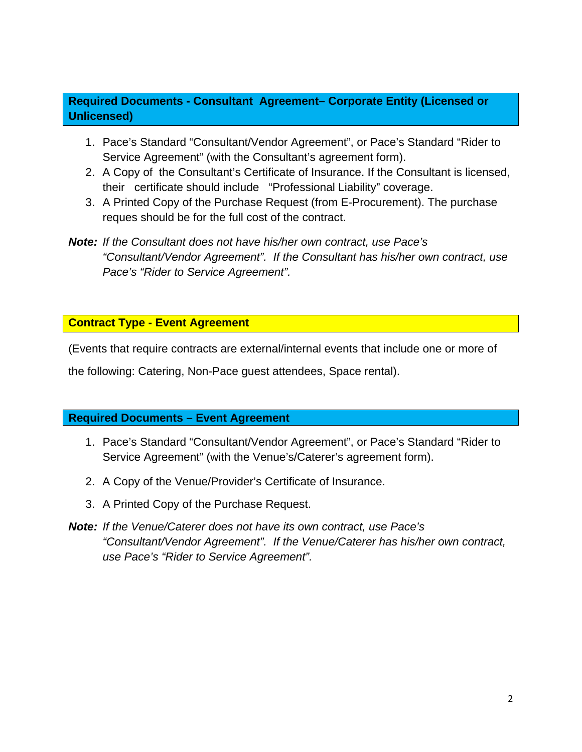### Required Documents - Consultant Agreement– Corporate Entity (Licensed or Unlicensed)

1. Pace's Standard "Consultant/Vendor Agreement", or Pace's Standard "Rider to Service Agreement" (with the Consultant's agreement form).
2. A Copy of the Consultant's Certificate of Insurance. If the Consultant is licensed, their certificate should include "Professional Liability" coverage.
3. A Printed Copy of the Purchase Request (from E-Procurement). The purchase reques should be for the full cost of the contract.

***Note:*** *If the Consultant does not have his/her own contract, use Pace's "Consultant/Vendor Agreement". If the Consultant has his/her own contract, use Pace's "Rider to Service Agreement".*

### Contract Type - Event Agreement

(Events that require contracts are external/internal events that include one or more of the following: Catering, Non-Pace guest attendees, Space rental).

### Required Documents – Event Agreement

1. Pace's Standard "Consultant/Vendor Agreement", or Pace's Standard "Rider to Service Agreement" (with the Venue's/Caterer's agreement form).
2. A Copy of the Venue/Provider's Certificate of Insurance.
3. A Printed Copy of the Purchase Request.

***Note:*** *If the Venue/Caterer does not have its own contract, use Pace's "Consultant/Vendor Agreement". If the Venue/Caterer has his/her own contract, use Pace's "Rider to Service Agreement".*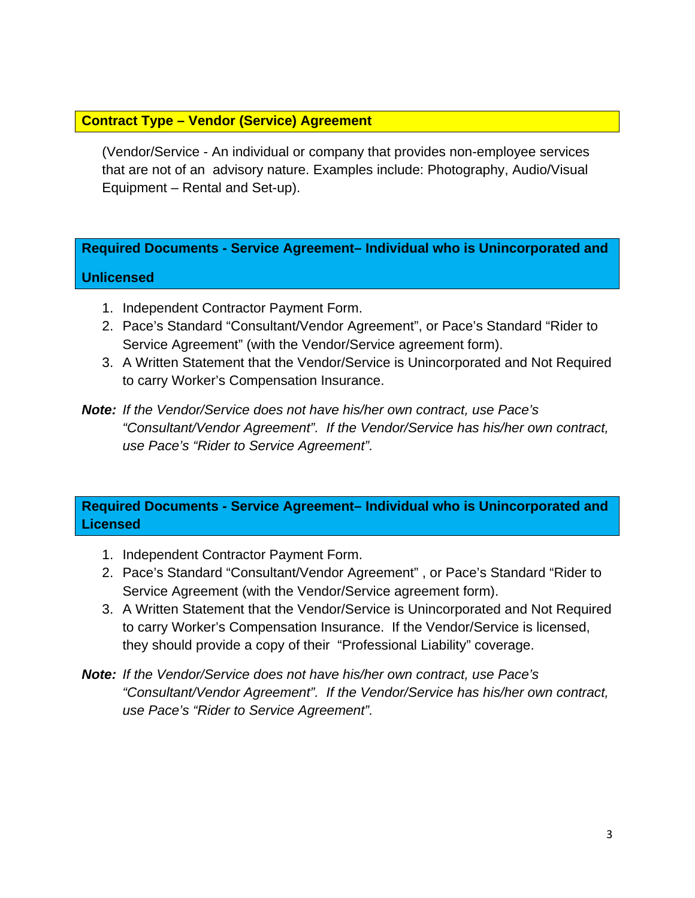## Contract Type – Vendor (Service) Agreement

(Vendor/Service - An individual or company that provides non-employee services that are not of an advisory nature. Examples include: Photography, Audio/Visual Equipment – Rental and Set-up).

## Required Documents - Service Agreement– Individual who is Unincorporated and Unlicensed

1. Independent Contractor Payment Form.
2. Pace's Standard "Consultant/Vendor Agreement", or Pace's Standard "Rider to Service Agreement" (with the Vendor/Service agreement form).
3. A Written Statement that the Vendor/Service is Unincorporated and Not Required to carry Worker's Compensation Insurance.

***Note:*** *If the Vendor/Service does not have his/her own contract, use Pace's "Consultant/Vendor Agreement". If the Vendor/Service has his/her own contract, use Pace's "Rider to Service Agreement".*

## Required Documents - Service Agreement– Individual who is Unincorporated and Licensed

1. Independent Contractor Payment Form.
2. Pace's Standard "Consultant/Vendor Agreement" , or Pace's Standard "Rider to Service Agreement (with the Vendor/Service agreement form).
3. A Written Statement that the Vendor/Service is Unincorporated and Not Required to carry Worker's Compensation Insurance. If the Vendor/Service is licensed, they should provide a copy of their "Professional Liability" coverage.

***Note:*** *If the Vendor/Service does not have his/her own contract, use Pace's "Consultant/Vendor Agreement". If the Vendor/Service has his/her own contract, use Pace's "Rider to Service Agreement".*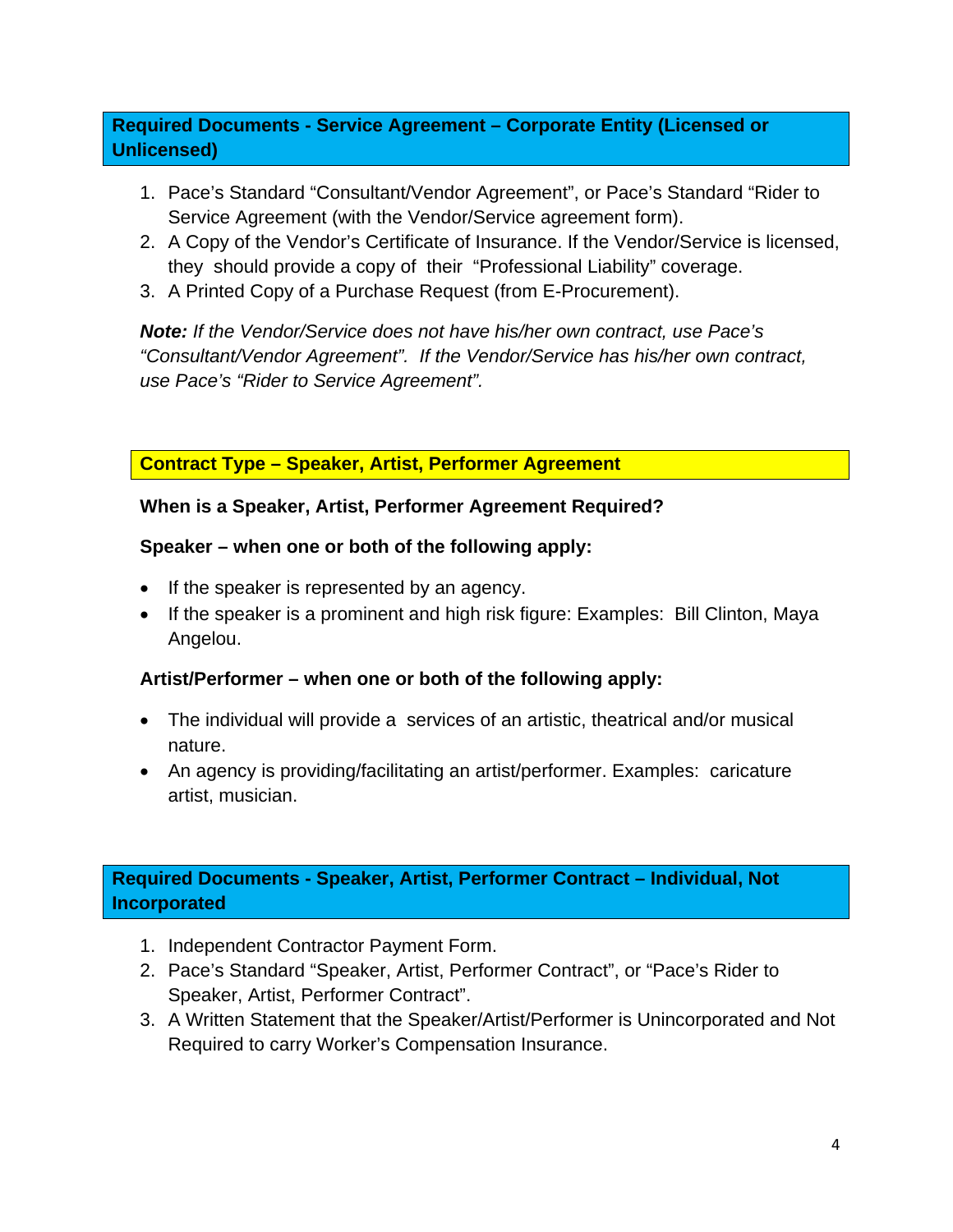## Required Documents - Service Agreement – Corporate Entity (Licensed or Unlicensed)

1. Pace's Standard "Consultant/Vendor Agreement", or Pace's Standard "Rider to Service Agreement (with the Vendor/Service agreement form).
2. A Copy of the Vendor's Certificate of Insurance. If the Vendor/Service is licensed, they should provide a copy of their "Professional Liability" coverage.
3. A Printed Copy of a Purchase Request (from E-Procurement).

***Note:*** *If the Vendor/Service does not have his/her own contract, use Pace's "Consultant/Vendor Agreement". If the Vendor/Service has his/her own contract, use Pace's "Rider to Service Agreement".*

## Contract Type – Speaker, Artist, Performer Agreement

**When is a Speaker, Artist, Performer Agreement Required?**

**Speaker – when one or both of the following apply:**

- If the speaker is represented by an agency.
- If the speaker is a prominent and high risk figure: Examples: Bill Clinton, Maya Angelou.

**Artist/Performer – when one or both of the following apply:**

- The individual will provide a services of an artistic, theatrical and/or musical nature.
- An agency is providing/facilitating an artist/performer. Examples: caricature artist, musician.

## Required Documents - Speaker, Artist, Performer Contract – Individual, Not Incorporated

1. Independent Contractor Payment Form.
2. Pace's Standard "Speaker, Artist, Performer Contract", or "Pace's Rider to Speaker, Artist, Performer Contract".
3. A Written Statement that the Speaker/Artist/Performer is Unincorporated and Not Required to carry Worker's Compensation Insurance.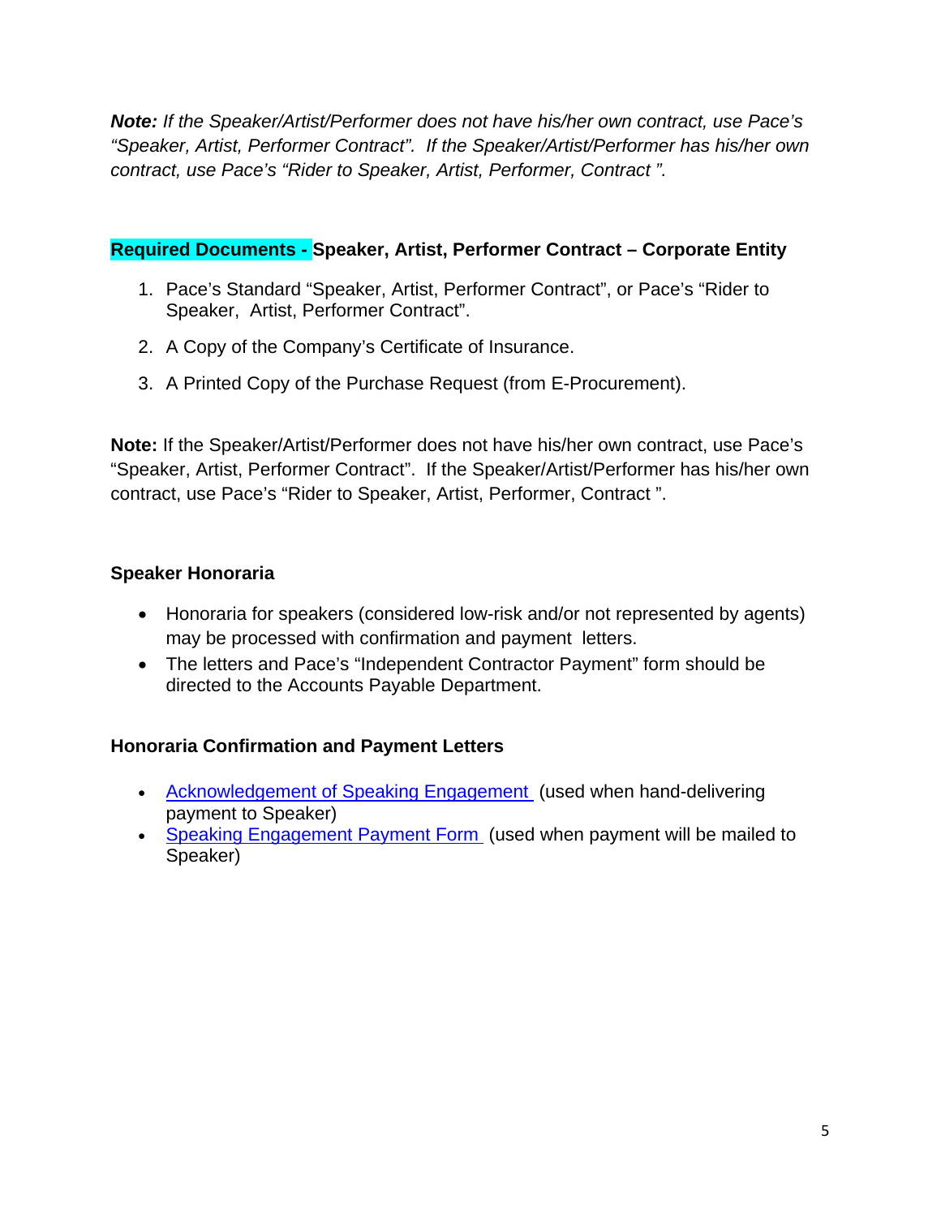***Note:*** *If the Speaker/Artist/Performer does not have his/her own contract, use Pace's "Speaker, Artist, Performer Contract". If the Speaker/Artist/Performer has his/her own contract, use Pace's "Rider to Speaker, Artist, Performer, Contract ".*

**Required Documents - Speaker, Artist, Performer Contract – Corporate Entity**

1. Pace's Standard "Speaker, Artist, Performer Contract", or Pace's "Rider to Speaker, Artist, Performer Contract".
2. A Copy of the Company's Certificate of Insurance.
3. A Printed Copy of the Purchase Request (from E-Procurement).

**Note:** If the Speaker/Artist/Performer does not have his/her own contract, use Pace's "Speaker, Artist, Performer Contract". If the Speaker/Artist/Performer has his/her own contract, use Pace's "Rider to Speaker, Artist, Performer, Contract ".

**Speaker Honoraria**

- Honoraria for speakers (considered low-risk and/or not represented by agents) may be processed with confirmation and payment letters.
- The letters and Pace's "Independent Contractor Payment" form should be directed to the Accounts Payable Department.

**Honoraria Confirmation and Payment Letters**

- Acknowledgement of Speaking Engagement (used when hand-delivering payment to Speaker)
- Speaking Engagement Payment Form (used when payment will be mailed to Speaker)